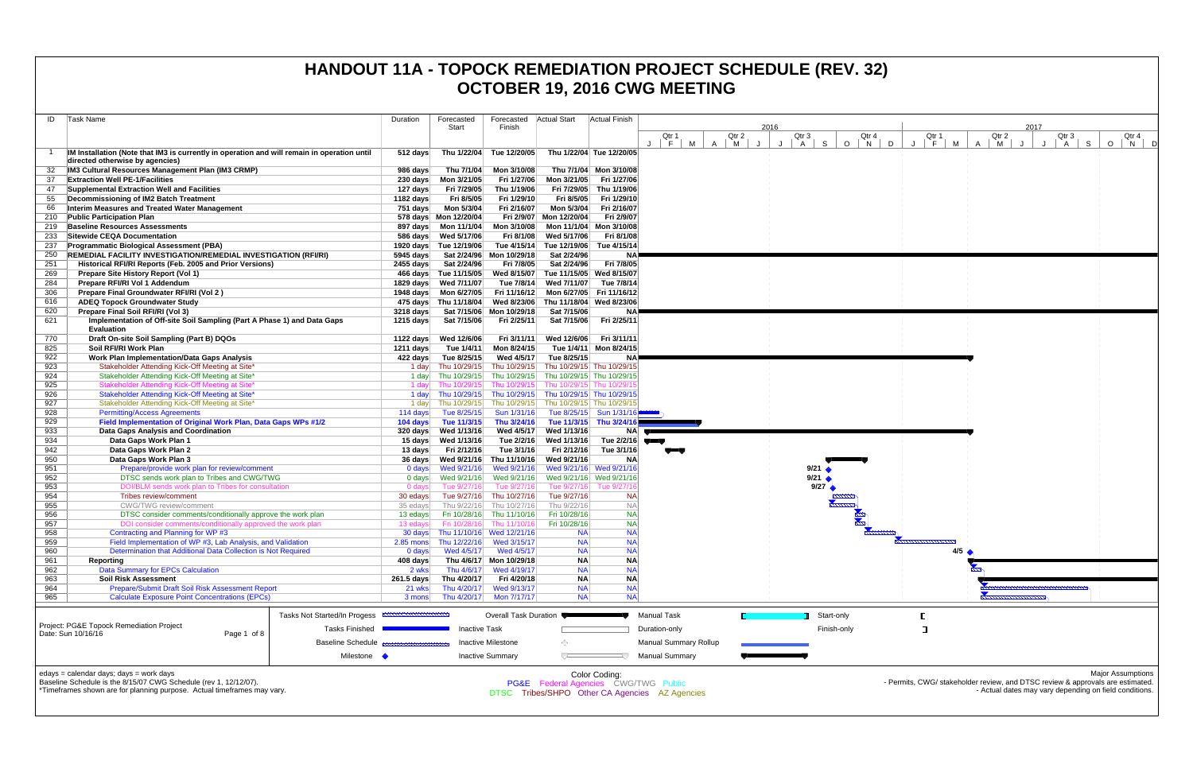# HANDOUT 11A - TOPOCK REMEDIATION PROJECT SCHEDULE (REV. 32)

# OCTOBER 19, 2016 CWG MEETING

| ID | Task Name | Duration | Forecasted Start | Forecasted Finish | Actual Start | Actual Finish |
|---|---|---|---|---|---|---|
| 1 | **IM Installation (Note that IM3 is currently in operation and will remain in operation until directed otherwise by agencies)** | 512 days | Thu 1/22/04 | Tue 12/20/05 | Thu 1/22/04 | Tue 12/20/05 |
| 32 | **IM3 Cultural Resources Management Plan (IM3 CRMP)** | 986 days | Thu 7/1/04 | Mon 3/10/08 | Thu 7/1/04 | Mon 3/10/08 |
| 37 | **Extraction Well PE-1/Facilities** | 230 days | Mon 3/21/05 | Fri 1/27/06 | Mon 3/21/05 | Fri 1/27/06 |
| 47 | **Supplemental Extraction Well and Facilities** | 127 days | Fri 7/29/05 | Thu 1/19/06 | Fri 7/29/05 | Thu 1/19/06 |
| 55 | **Decommissioning of IM2 Batch Treatment** | 1182 days | Fri 8/5/05 | Fri 1/29/10 | Fri 8/5/05 | Fri 1/29/10 |
| 66 | **Interim Measures and Treated Water Management** | 751 days | Mon 5/3/04 | Fri 2/16/07 | Mon 5/3/04 | Fri 2/16/07 |
| 210 | **Public Participation Plan** | 578 days | Mon 12/20/04 | Fri 2/9/07 | Mon 12/20/04 | Fri 2/9/07 |
| 219 | **Baseline Resources Assessments** | 897 days | Mon 11/1/04 | Mon 3/10/08 | Mon 11/1/04 | Mon 3/10/08 |
| 233 | **Sitewide CEQA Documentation** | 586 days | Wed 5/17/06 | Fri 8/1/08 | Wed 5/17/06 | Fri 8/1/08 |
| 237 | **Programmatic Biological Assessment (PBA)** | 1920 days | Tue 12/19/06 | Tue 4/15/14 | Tue 12/19/06 | Tue 4/15/14 |
| 250 | **REMEDIAL FACILITY INVESTIGATION/REMEDIAL INVESTIGATION (RFI/RI)** | 5945 days | Sat 2/24/96 | Mon 10/29/18 | Sat 2/24/96 | NA |
| 251 | **Historical RFI/RI Reports (Feb. 2005 and Prior Versions)** | 2455 days | Sat 2/24/96 | Fri 7/8/05 | Sat 2/24/96 | Fri 7/8/05 |
| 269 | **Prepare Site History Report (Vol 1)** | 466 days | Tue 11/15/05 | Wed 8/15/07 | Tue 11/15/05 | Wed 8/15/07 |
| 284 | **Prepare RFI/RI Vol 1 Addendum** | 1829 days | Wed 7/11/07 | Tue 7/8/14 | Wed 7/11/07 | Tue 7/8/14 |
| 306 | **Prepare Final Groundwater RFI/RI (Vol 2 )** | 1948 days | Mon 6/27/05 | Fri 11/16/12 | Mon 6/27/05 | Fri 11/16/12 |
| 616 | **ADEQ Topock Groundwater Study** | 475 days | Thu 11/18/04 | Wed 8/23/06 | Thu 11/18/04 | Wed 8/23/06 |
| 620 | **Prepare Final Soil RFI/RI (Vol 3)** | 3218 days | Sat 7/15/06 | Mon 10/29/18 | Sat 7/15/06 | NA |
| 621 | **Implementation of Off-site Soil Sampling (Part A Phase 1) and Data Gaps Evaluation** | 1215 days | Sat 7/15/06 | Fri 2/25/11 | Sat 7/15/06 | Fri 2/25/11 |
| 770 | **Draft On-site Soil Sampling (Part B) DQOs** | 1122 days | Wed 12/6/06 | Fri 3/11/11 | Wed 12/6/06 | Fri 3/11/11 |
| 825 | **Soil RFI/RI Work Plan** | 1211 days | Tue 1/4/11 | Mon 8/24/15 | Tue 1/4/11 | Mon 8/24/15 |
| 922 | **Work Plan Implementation/Data Gaps Analysis** | 422 days | Tue 8/25/15 | Wed 4/5/17 | Tue 8/25/15 | NA |
| 923 | Stakeholder Attending Kick-Off Meeting at Site* | 1 day | Thu 10/29/15 | Thu 10/29/15 | Thu 10/29/15 | Thu 10/29/15 |
| 924 | Stakeholder Attending Kick-Off Meeting at Site* | 1 day | Thu 10/29/15 | Thu 10/29/15 | Thu 10/29/15 | Thu 10/29/15 |
| 925 | Stakeholder Attending Kick-Off Meeting at Site* | 1 day | Thu 10/29/15 | Thu 10/29/15 | Thu 10/29/15 | Thu 10/29/15 |
| 926 | Stakeholder Attending Kick-Off Meeting at Site* | 1 day | Thu 10/29/15 | Thu 10/29/15 | Thu 10/29/15 | Thu 10/29/15 |
| 927 | Stakeholder Attending Kick-Off Meeting at Site* | 1 day | Thu 10/29/15 | Thu 10/29/15 | Thu 10/29/15 | Thu 10/29/15 |
| 928 | Permitting/Access Agreements | 114 days | Tue 8/25/15 | Sun 1/31/16 | Tue 8/25/15 | Sun 1/31/16 |
| 929 | **Field Implementation of Original Work Plan, Data Gaps WPs #1/2** | 104 days | Tue 11/3/15 | Thu 3/24/16 | Tue 11/3/15 | Thu 3/24/16 |
| 933 | **Data Gaps Analysis and Coordination** | 320 days | Wed 1/13/16 | Wed 4/5/17 | Wed 1/13/16 | NA |
| 934 | **Data Gaps Work Plan 1** | 15 days | Wed 1/13/16 | Tue 2/2/16 | Wed 1/13/16 | Tue 2/2/16 |
| 942 | **Data Gaps Work Plan 2** | 13 days | Fri 2/12/16 | Tue 3/1/16 | Fri 2/12/16 | Tue 3/1/16 |
| 950 | **Data Gaps Work Plan 3** | 36 days | Wed 9/21/16 | Thu 11/10/16 | Wed 9/21/16 | NA |
| 951 | Prepare/provide work plan for review/comment | 0 days | Wed 9/21/16 | Wed 9/21/16 | Wed 9/21/16 | Wed 9/21/16 |
| 952 | DTSC sends work plan to Tribes and CWG/TWG | 0 days | Wed 9/21/16 | Wed 9/21/16 | Wed 9/21/16 | Wed 9/21/16 |
| 953 | DOI/BLM sends work plan to Tribes for consultation | 0 days | Tue 9/27/16 | Tue 9/27/16 | Tue 9/27/16 | Tue 9/27/16 |
| 954 | Tribes review/comment | 30 edays | Tue 9/27/16 | Thu 10/27/16 | Tue 9/27/16 | NA |
| 955 | CWG/TWG review/comment | 35 edays | Thu 9/22/16 | Thu 10/27/16 | Thu 9/22/16 | NA |
| 956 | DTSC consider comments/conditionally approve the work plan | 13 edays | Fri 10/28/16 | Thu 11/10/16 | Fri 10/28/16 | NA |
| 957 | DOI consider comments/conditionally approved the work plan | 13 edays | Fri 10/28/16 | Thu 11/10/16 | Fri 10/28/16 | NA |
| 958 | Contracting and Planning for WP #3 | 30 days | Thu 11/10/16 | Wed 12/21/16 | NA | NA |
| 959 | Field Implementation of WP #3, Lab Analysis, and Validation | 2.85 mons | Thu 12/22/16 | Wed 3/15/17 | NA | NA |
| 960 | Determination that Additional Data Collection is Not Required | 0 days | Wed 4/5/17 | Wed 4/5/17 | NA | NA |
| 961 | **Reporting** | 408 days | Thu 4/6/17 | Mon 10/29/18 | NA | NA |
| 962 | Data Summary for EPCs Calculation | 2 wks | Thu 4/6/17 | Wed 4/19/17 | NA | NA |
| 963 | **Soil Risk Assessment** | 261.5 days | Thu 4/20/17 | Fri 4/20/18 | NA | NA |
| 964 | Prepare/Submit Draft Soil Risk Assessment Report | 21 wks | Thu 4/20/17 | Wed 9/13/17 | NA | NA |
| 965 | Calculate Exposure Point Concentrations (EPCs) | 3 mons | Thu 4/20/17 | Mon 7/17/17 | NA | NA |

Project: PG&E Topock Remediation Project
Date: Sun 10/16/16

Legend: Tasks Not Started/In Progess; Tasks Finished; Baseline Schedule; Milestone; Overall Task Duration; Inactive Task; Inactive Milestone; Inactive Summary; Manual Task; Duration-only; Manual Summary Rollup; Manual Summary; Start-only; Finish-only

edays = calendar days; days = work days
Baseline Schedule is the 8/15/07 CWG Schedule (rev 1, 12/12/07).
*Timeframes shown are for planning purpose. Actual timeframes may vary.

Color Coding:
PG&E Federal Agencies CWG/TWG Public
DTSC Tribes/SHPO Other CA Agencies AZ Agencies

Major Assumptions
- Permits, CWG/ stakeholder review, and DTSC review & approvals are estimated.
- Actual dates may vary depending on field conditions.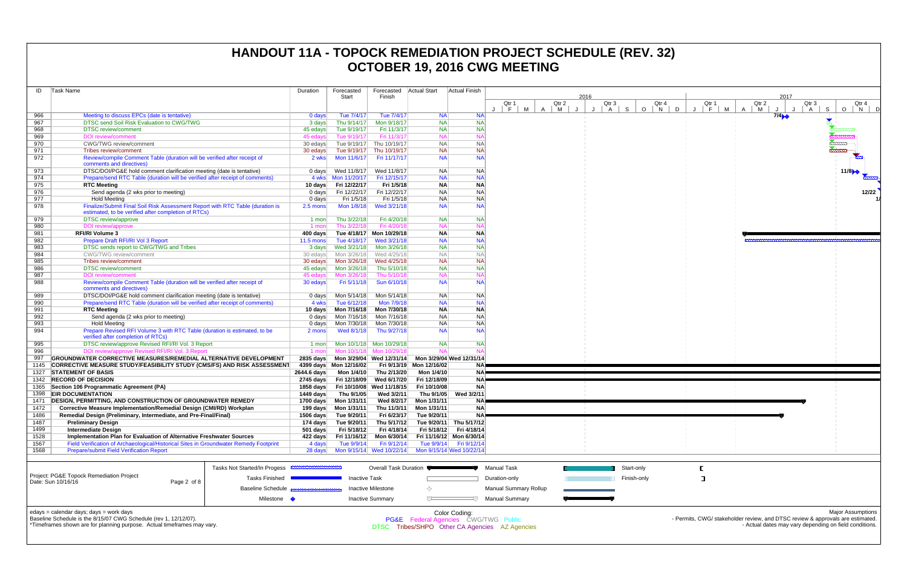# HANDOUT 11A - TOPOCK REMEDIATION PROJECT SCHEDULE (REV. 32)
# OCTOBER 19, 2016 CWG MEETING

| ID | Task Name | Duration | Forecasted Start | Forecasted Finish | Actual Start | Actual Finish |
|---|---|---|---|---|---|---|
| 966 | Meeting to discuss EPCs (date is tentative) | 0 days | Tue 7/4/17 | Tue 7/4/17 | NA | NA |
| 967 | DTSC send Soil Risk Evaluation to CWG/TWG | 3 days | Thu 9/14/17 | Mon 9/18/17 | NA | NA |
| 968 | DTSC review/comment | 45 edays | Tue 9/19/17 | Fri 11/3/17 | NA | NA |
| 969 | DOI review/comment | 45 edays | Tue 9/19/17 | Fri 11/3/17 | NA | NA |
| 970 | CWG/TWG review/comment | 30 edays | Tue 9/19/17 | Thu 10/19/17 | NA | NA |
| 971 | Tribes review/comment | 30 edays | Tue 9/19/17 | Thu 10/19/17 | NA | NA |
| 972 | Review/compile Comment Table (duration will be verified after receipt of comments and directives) | 2 wks | Mon 11/6/17 | Fri 11/17/17 | NA | NA |
| 973 | DTSC/DOI/PG&E hold comment clarification meeting (date is tentative) | 0 days | Wed 11/8/17 | Wed 11/8/17 | NA | NA |
| 974 | Prepare/send RTC Table (duration will be verified after receipt of comments) | 4 wks | Mon 11/20/17 | Fri 12/15/17 | NA | NA |
| 975 | **RTC Meeting** | **10 days** | **Fri 12/22/17** | **Fri 1/5/18** | **NA** | **NA** |
| 976 | Send agenda (2 wks prior to meeting) | 0 days | Fri 12/22/17 | Fri 12/22/17 | NA | NA |
| 977 | Hold Meeting | 0 days | Fri 1/5/18 | Fri 1/5/18 | NA | NA |
| 978 | Finalize/Submit Final Soil Risk Assessment Report with RTC Table (duration is estimated, to be verified after completion of RTCs) | 2.5 mons | Mon 1/8/18 | Wed 3/21/18 | NA | NA |
| 979 | DTSC review/approve | 1 mon | Thu 3/22/18 | Fri 4/20/18 | NA | NA |
| 980 | DOI review/approve | 1 mon | Thu 3/22/18 | Fri 4/20/18 | NA | NA |
| 981 | **RFI/RI Volume 3** | **400 days** | **Tue 4/18/17** | **Mon 10/29/18** | **NA** | **NA** |
| 982 | Prepare Draft RFI/RI Vol 3 Report | 11.5 mons | Tue 4/18/17 | Wed 3/21/18 | NA | NA |
| 983 | DTSC sends report to CWG/TWG and Tribes | 3 days | Wed 3/21/18 | Mon 3/26/18 | NA | NA |
| 984 | CWG/TWG review/comment | 30 edays | Mon 3/26/18 | Wed 4/25/18 | NA | NA |
| 985 | Tribes review/comment | 30 edays | Mon 3/26/18 | Wed 4/25/18 | NA | NA |
| 986 | DTSC review/comment | 45 edays | Mon 3/26/18 | Thu 5/10/18 | NA | NA |
| 987 | DOI review/comment | 45 edays | Mon 3/26/18 | Thu 5/10/18 | NA | NA |
| 988 | Review/compile Comment Table (duration will be verified after receipt of comments and directives) | 30 edays | Fri 5/11/18 | Sun 6/10/18 | NA | NA |
| 989 | DTSC/DOI/PG&E hold comment clarification meeting (date is tentative) | 0 days | Mon 5/14/18 | Mon 5/14/18 | NA | NA |
| 990 | Prepare/send RTC Table (duration will be verified after receipt of comments) | 4 wks | Tue 6/12/18 | Mon 7/9/18 | NA | NA |
| 991 | **RTC Meeting** | **10 days** | **Mon 7/16/18** | **Mon 7/30/18** | **NA** | **NA** |
| 992 | Send agenda (2 wks prior to meeting) | 0 days | Mon 7/16/18 | Mon 7/16/18 | NA | NA |
| 993 | Hold Meeting | 0 days | Mon 7/30/18 | Mon 7/30/18 | NA | NA |
| 994 | Prepare Revised RFI Volume 3 with RTC Table (duration is estimated, to be verified after completion of RTCs) | 2 mons | Wed 8/1/18 | Thu 9/27/18 | NA | NA |
| 995 | DTSC review/approve Revised RFI/RI Vol. 3 Report | 1 mon | Mon 10/1/18 | Mon 10/29/18 | NA | NA |
| 996 | DOI review/approve Revised RFI/RI Vol. 3 Report | 1 mon | Mon 10/1/18 | Mon 10/29/18 | NA | NA |
| 997 | **GROUNDWATER CORRECTIVE MEASURES/REMEDIAL ALTERNATIVE DEVELOPMENT** | **2835 days** | **Mon 3/29/04** | **Wed 12/31/14** | **Mon 3/29/04** | **Wed 12/31/14** |
| 1145 | **CORRECTIVE MEASURE STUDY/FEASIBILITY STUDY (CMS/FS) AND RISK ASSESSMENT** | **4399 days** | **Mon 12/16/02** | **Fri 9/13/19** | **Mon 12/16/02** | **NA** |
| 1327 | **STATEMENT OF BASIS** | **2644.6 days** | **Mon 1/4/10** | **Thu 2/13/20** | **Mon 1/4/10** | **NA** |
| 1342 | **RECORD OF DECISION** | **2745 days** | **Fri 12/18/09** | **Wed 6/17/20** | **Fri 12/18/09** | **NA** |
| 1365 | **Section 106 Programmatic Agreement (PA)** | **1858 days** | **Fri 10/10/08** | **Wed 11/18/15** | **Fri 10/10/08** | **NA** |
| 1398 | **EIR DOCUMENTATION** | **1449 days** | **Thu 9/1/05** | **Wed 3/2/11** | **Thu 9/1/05** | **Wed 3/2/11** |
| 1471 | **DESIGN, PERMITTING, AND CONSTRUCTION OF GROUNDWATER REMEDY** | **1700 days** | **Mon 1/31/11** | **Wed 8/2/17** | **Mon 1/31/11** | **NA** |
| 1472 | **Corrective Measure Implementation/Remedial Design (CMI/RD) Workplan** | **199 days** | **Mon 1/31/11** | **Thu 11/3/11** | **Mon 1/31/11** | **NA** |
| 1486 | **Remedial Design (Preliminary, Intermediate, and Pre-Final/Final)** | **1506 days** | **Tue 9/20/11** | **Fri 6/23/17** | **Tue 9/20/11** | **NA** |
| 1487 | **Preliminary Design** | **174 days** | **Tue 9/20/11** | **Thu 5/17/12** | **Tue 9/20/11** | **Thu 5/17/12** |
| 1499 | **Intermediate Design** | **501 days** | **Fri 5/18/12** | **Fri 4/18/14** | **Fri 5/18/12** | **Fri 4/18/14** |
| 1528 | **Implementation Plan for Evaluation of Alternative Freshwater Sources** | **422 days** | **Fri 11/16/12** | **Mon 6/30/14** | **Fri 11/16/12** | **Mon 6/30/14** |
| 1567 | Field Verification of Archaeological/Historical Sites in Groundwater Remedy Footprint | 4 days | Tue 9/9/14 | Fri 9/12/14 | Tue 9/9/14 | Fri 9/12/14 |
| 1568 | Prepare/submit Field Verification Report | 28 days | Mon 9/15/14 | Wed 10/22/14 | Mon 9/15/14 | Wed 10/22/14 |

Project: PG&E Topock Remediation Project
Date: Sun 10/16/16

Legend: Tasks Not Started/In Progess; Tasks Finished; Baseline Schedule; Milestone; Overall Task Duration; Inactive Task; Inactive Milestone; Inactive Summary; Manual Task; Duration-only; Manual Summary Rollup; Manual Summary; Start-only; Finish-only

edays = calendar days; days = work days
Baseline Schedule is the 8/15/07 CWG Schedule (rev 1, 12/12/07).
*Timeframes shown are for planning purpose. Actual timeframes may vary.

Color Coding:
PG&E Federal Agencies CWG/TWG Public
DTSC Tribes/SHPO Other CA Agencies AZ Agencies

Major Assumptions
- Permits, CWG/ stakeholder review, and DTSC review & approvals are estimated.
- Actual dates may vary depending on field conditions.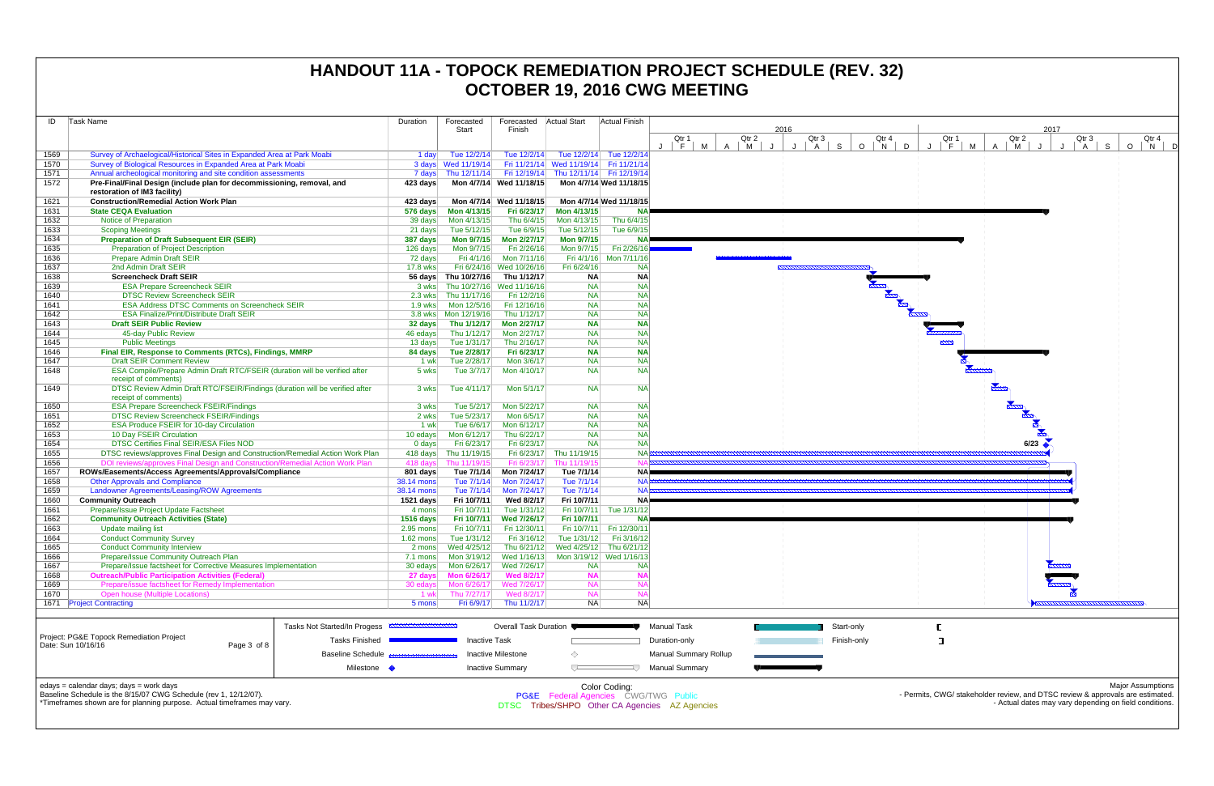# HANDOUT 11A - TOPOCK REMEDIATION PROJECT SCHEDULE (REV. 32)
# OCTOBER 19, 2016 CWG MEETING

| ID | Task Name | Duration | Forecasted Start | Forecasted Finish | Actual Start | Actual Finish |
|---|---|---|---|---|---|---|
| 1569 | Survey of Archaeological/Historical Sites in Expanded Area at Park Moabi | 1 day | Tue 12/2/14 | Tue 12/2/14 | Tue 12/2/14 | Tue 12/2/14 |
| 1570 | Survey of Biological Resources in Expanded Area at Park Moabi | 3 days | Wed 11/19/14 | Fri 11/21/14 | Wed 11/19/14 | Fri 11/21/14 |
| 1571 | Annual archeological monitoring and site condition assessments | 7 days | Thu 12/11/14 | Fri 12/19/14 | Thu 12/11/14 | Fri 12/19/14 |
| 1572 | **Pre-Final/Final Design (include plan for decommissioning, removal, and restoration of IM3 facility)** | **423 days** | **Mon 4/7/14** | **Wed 11/18/15** | **Mon 4/7/14** | **Wed 11/18/15** |
| 1621 | **Construction/Remedial Action Work Plan** | **423 days** | **Mon 4/7/14** | **Wed 11/18/15** | **Mon 4/7/14** | **Wed 11/18/15** |
| 1631 | **State CEQA Evaluation** | **576 days** | **Mon 4/13/15** | **Fri 6/23/17** | **Mon 4/13/15** | **NA** |
| 1632 | Notice of Preparation | 39 days | Mon 4/13/15 | Thu 6/4/15 | Mon 4/13/15 | Thu 6/4/15 |
| 1633 | Scoping Meetings | 21 days | Tue 5/12/15 | Tue 6/9/15 | Tue 5/12/15 | Tue 6/9/15 |
| 1634 | **Preparation of Draft Subsequent EIR (SEIR)** | **387 days** | **Mon 9/7/15** | **Mon 2/27/17** | **Mon 9/7/15** | **NA** |
| 1635 | Preparation of Project Description | 126 days | Mon 9/7/15 | Fri 2/26/16 | Mon 9/7/15 | Fri 2/26/16 |
| 1636 | Prepare Admin Draft SEIR | 72 days | Fri 4/1/16 | Mon 7/11/16 | Fri 4/1/16 | Mon 7/11/16 |
| 1637 | 2nd Admin Draft SEIR | 17.8 wks | Fri 6/24/16 | Wed 10/26/16 | Fri 6/24/16 | NA |
| 1638 | **Screencheck Draft SEIR** | **56 days** | **Thu 10/27/16** | **Thu 1/12/17** | **NA** | **NA** |
| 1639 | ESA Prepare Screencheck SEIR | 3 wks | Thu 10/27/16 | Wed 11/16/16 | NA | NA |
| 1640 | DTSC Review Screencheck SEIR | 2.3 wks | Thu 11/17/16 | Fri 12/2/16 | NA | NA |
| 1641 | ESA Address DTSC Comments on Screencheck SEIR | 1.9 wks | Mon 12/5/16 | Fri 12/16/16 | NA | NA |
| 1642 | ESA Finalize/Print/Distribute Draft SEIR | 3.8 wks | Mon 12/19/16 | Thu 1/12/17 | NA | NA |
| 1643 | **Draft SEIR Public Review** | **32 days** | **Thu 1/12/17** | **Mon 2/27/17** | **NA** | **NA** |
| 1644 | 45-day Public Review | 46 edays | Thu 1/12/17 | Mon 2/27/17 | NA | NA |
| 1645 | Public Meetings | 13 days | Tue 1/31/17 | Thu 2/16/17 | NA | NA |
| 1646 | **Final EIR, Response to Comments (RTCs), Findings, MMRP** | **84 days** | **Tue 2/28/17** | **Fri 6/23/17** | **NA** | **NA** |
| 1647 | Draft SEIR Comment Review | 1 wk | Tue 2/28/17 | Mon 3/6/17 | NA | NA |
| 1648 | ESA Compile/Prepare Admin Draft RTC/FSEIR (duration will be verified after receipt of comments) | 5 wks | Tue 3/7/17 | Mon 4/10/17 | NA | NA |
| 1649 | DTSC Review Admin Draft RTC/FSEIR/Findings (duration will be verified after receipt of comments) | 3 wks | Tue 4/11/17 | Mon 5/1/17 | NA | NA |
| 1650 | ESA Prepare Screencheck FSEIR/Findings | 3 wks | Tue 5/2/17 | Mon 5/22/17 | NA | NA |
| 1651 | DTSC Review Screencheck FSEIR/Findings | 2 wks | Tue 5/23/17 | Mon 6/5/17 | NA | NA |
| 1652 | ESA Produce FSEIR for 10-day Circulation | 1 wk | Tue 6/6/17 | Mon 6/12/17 | NA | NA |
| 1653 | 10 Day FSEIR Circulation | 10 edays | Mon 6/12/17 | Thu 6/22/17 | NA | NA |
| 1654 | DTSC Certifies Final SEIR/ESA Files NOD | 0 days | Fri 6/23/17 | Fri 6/23/17 | NA | NA |
| 1655 | DTSC reviews/approves Final Design and Construction/Remedial Action Work Plan | 418 days | Thu 11/19/15 | Fri 6/23/17 | Thu 11/19/15 | NA |
| 1656 | DOI reviews/approves Final Design and Construction/Remedial Action Work Plan | 418 days | Thu 11/19/15 | Fri 6/23/17 | Thu 11/19/15 | NA |
| 1657 | **ROWs/Easements/Access Agreements/Approvals/Compliance** | **801 days** | **Tue 7/1/14** | **Mon 7/24/17** | **Tue 7/1/14** | **NA** |
| 1658 | Other Approvals and Compliance | 38.14 mons | Tue 7/1/14 | Mon 7/24/17 | Tue 7/1/14 | NA |
| 1659 | Landowner Agreements/Leasing/ROW Agreements | 38.14 mons | Tue 7/1/14 | Mon 7/24/17 | Tue 7/1/14 | NA |
| 1660 | **Community Outreach** | **1521 days** | **Fri 10/7/11** | **Wed 8/2/17** | **Fri 10/7/11** | **NA** |
| 1661 | Prepare/Issue Project Update Factsheet | 4 mons | Fri 10/7/11 | Tue 1/31/12 | Fri 10/7/11 | Tue 1/31/12 |
| 1662 | **Community Outreach Activities (State)** | **1516 days** | **Fri 10/7/11** | **Wed 7/26/17** | **Fri 10/7/11** | **NA** |
| 1663 | Update mailing list | 2.95 mons | Fri 10/7/11 | Fri 12/30/11 | Fri 10/7/11 | Fri 12/30/11 |
| 1664 | Conduct Community Survey | 1.62 mons | Tue 1/31/12 | Fri 3/16/12 | Tue 1/31/12 | Fri 3/16/12 |
| 1665 | Conduct Community Interview | 2 mons | Wed 4/25/12 | Thu 6/21/12 | Wed 4/25/12 | Thu 6/21/12 |
| 1666 | Prepare/Issue Community Outreach Plan | 7.1 mons | Mon 3/19/12 | Wed 1/16/13 | Mon 3/19/12 | Wed 1/16/13 |
| 1667 | Prepare/Issue factsheet for Corrective Measures Implementation | 30 edays | Mon 6/26/17 | Wed 7/26/17 | NA | NA |
| 1668 | **Outreach/Public Participation Activities (Federal)** | **27 days** | **Mon 6/26/17** | **Wed 8/2/17** | **NA** | **NA** |
| 1669 | Prepare/issue factsheet for Remedy Implementation | 30 edays | Mon 6/26/17 | Wed 7/26/17 | NA | NA |
| 1670 | Open house (Multiple Locations) | 1 wk | Thu 7/27/17 | Wed 8/2/17 | NA | NA |
| 1671 | Project Contracting | 5 mons | Fri 6/9/17 | Thu 11/2/17 | NA | NA |

Project: PG&E Topock Remediation Project
Date: Sun 10/16/16

Legend: Tasks Not Started/In Progess; Tasks Finished; Baseline Schedule; Milestone; Overall Task Duration; Inactive Task; Inactive Milestone; Inactive Summary; Manual Task; Duration-only; Manual Summary Rollup; Manual Summary; Start-only; Finish-only

edays = calendar days; days = work days
Baseline Schedule is the 8/15/07 CWG Schedule (rev 1, 12/12/07).
*Timeframes shown are for planning purpose. Actual timeframes may vary.

Color Coding:
PG&E Federal Agencies CWG/TWG Public
DTSC Tribes/SHPO Other CA Agencies AZ Agencies

Major Assumptions
- Permits, CWG/ stakeholder review, and DTSC review & approvals are estimated.
- Actual dates may vary depending on field conditions.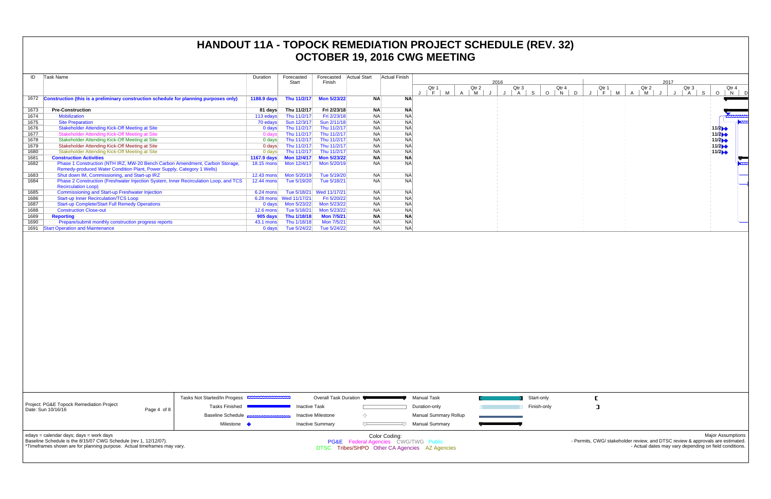# HANDOUT 11A - TOPOCK REMEDIATION PROJECT SCHEDULE (REV. 32)
## OCTOBER 19, 2016 CWG MEETING

| ID | Task Name | Duration | Forecasted Start | Forecasted Finish | Actual Start | Actual Finish |
|---|---|---|---|---|---|---|
| 1672 | **Construction (this is a preliminary construction schedule for planning purposes only)** | **1188.9 days** | **Thu 11/2/17** | **Mon 5/23/22** | **NA** | **NA** |
| 1673 | **Pre-Construction** | **81 days** | **Thu 11/2/17** | **Fri 2/23/18** | **NA** | **NA** |
| 1674 | Mobilization | 113 edays | Thu 11/2/17 | Fri 2/23/18 | NA | NA |
| 1675 | Site Preparation | 70 edays | Sun 12/3/17 | Sun 2/11/18 | NA | NA |
| 1676 | Stakeholder Attending Kick-Off Meeting at Site | 0 days | Thu 11/2/17 | Thu 11/2/17 | NA | NA |
| 1677 | Stakeholder Attending Kick-Off Meeting at Site | 0 days | Thu 11/2/17 | Thu 11/2/17 | NA | NA |
| 1678 | Stakeholder Attending Kick-Off Meeting at Site | 0 days | Thu 11/2/17 | Thu 11/2/17 | NA | NA |
| 1679 | Stakeholder Attending Kick-Off Meeting at Site | 0 days | Thu 11/2/17 | Thu 11/2/17 | NA | NA |
| 1680 | Stakeholder Attending Kick-Off Meeting at Site | 0 days | Thu 11/2/17 | Thu 11/2/17 | NA | NA |
| 1681 | **Construction Activities** | **1167.9 days** | **Mon 12/4/17** | **Mon 5/23/22** | **NA** | **NA** |
| 1682 | Phase 1 Construction (NTH IRZ, MW-20 Bench Carbon Amendment, Carbon Storage, Remedy-produced Water Condition Plant, Power Supply, Category 1 Wells) | 18.15 mons | Mon 12/4/17 | Mon 5/20/19 | NA | NA |
| 1683 | Shut down IM, Commissioning, and Start-up IRZ | 12.43 mons | Mon 5/20/19 | Tue 5/19/20 | NA | NA |
| 1684 | Phase 2 Construction (Freshwater Injection System, Inner Recirculation Loop, and TCS Recirculation Loop) | 12.44 mons | Tue 5/19/20 | Tue 5/18/21 | NA | NA |
| 1685 | Commissioning and Start-up Freshwater Injection | 6.24 mons | Tue 5/18/21 | Wed 11/17/21 | NA | NA |
| 1686 | Start-up Inner Recirculation/TCS Loop | 6.28 mons | Wed 11/17/21 | Fri 5/20/22 | NA | NA |
| 1687 | Start-up Complete/Start Full Remedy Operations | 0 days | Mon 5/23/22 | Mon 5/23/22 | NA | NA |
| 1688 | Construction Close-out | 12.6 mons | Tue 5/18/21 | Mon 5/23/22 | NA | NA |
| 1689 | **Reporting** | **905 days** | **Thu 1/18/18** | **Mon 7/5/21** | **NA** | **NA** |
| 1690 | Prepare/submit monthly construction progress reports | 43.1 mons | Thu 1/18/18 | Mon 7/5/21 | NA | NA |
| 1691 | Start Operation and Maintenance | 0 days | Tue 5/24/22 | Tue 5/24/22 | NA | NA |

2016: Qtr 1 (J F M), Qtr 2 (A M J), Qtr 3 (J A S), Qtr 4 (O N D)
2017: Qtr 1 (J F M), Qtr 2 (A M J), Qtr 3 (J A S), Qtr 4 (O N D)

11/2
11/2
11/2
11/2
11/2

Project: PG&E Topock Remediation Project
Date: Sun 10/16/16

Tasks Not Started/In Progess | Tasks Finished | Baseline Schedule | Milestone | Overall Task Duration | Inactive Task | Inactive Milestone | Inactive Summary | Manual Task | Duration-only | Manual Summary Rollup | Manual Summary | Start-only | Finish-only

edays = calendar days; days = work days
Baseline Schedule is the 8/15/07 CWG Schedule (rev 1, 12/12/07).
*Timeframes shown are for planning purpose. Actual timeframes may vary.

Color Coding:
PG&E Federal Agencies CWG/TWG Public
DTSC Tribes/SHPO Other CA Agencies AZ Agencies

Major Assumptions
- Permits, CWG/ stakeholder review, and DTSC review & approvals are estimated.
- Actual dates may vary depending on field conditions.